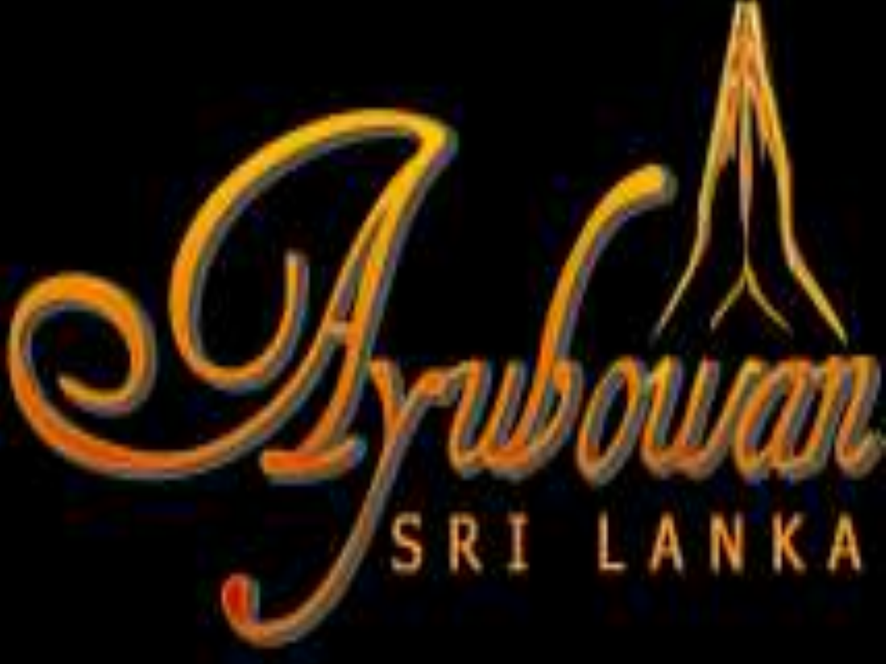# Ayubowan

## SRI LANKA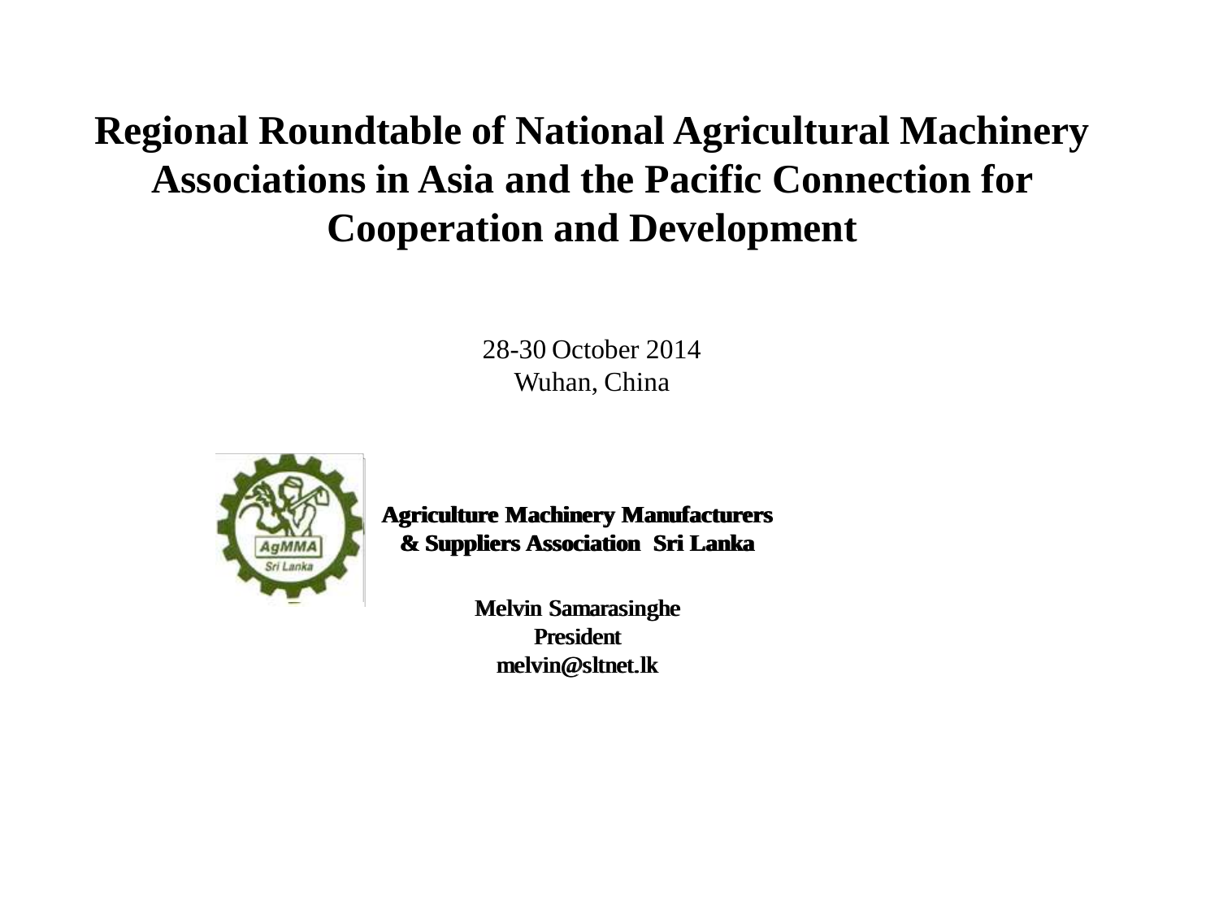# Regional Roundtable of National Agricultural Machinery Associations in Asia and the Pacific Connection for Cooperation and Development

28-30 October 2014
Wuhan, China

**Agriculture Machinery Manufacturers & Suppliers Association Sri Lanka**

**Melvin Samarasinghe**
**President**
**melvin@sltnet.lk**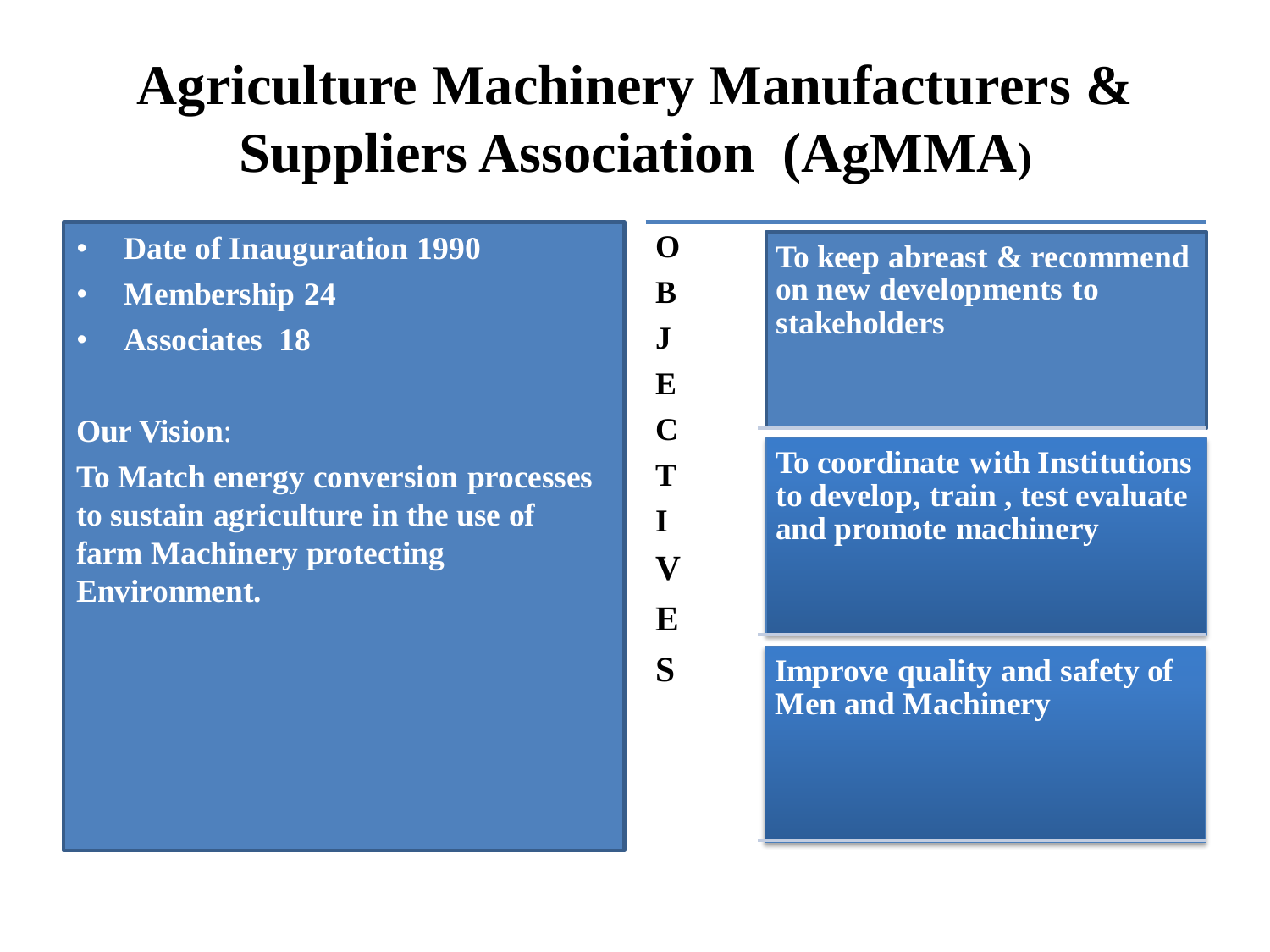# Agriculture Machinery Manufacturers & Suppliers Association (AgMMA)

- **Date of Inauguration 1990**
- **Membership 24**
- **Associates 18**

**Our Vision**:

**To Match energy conversion processes to sustain agriculture in the use of farm Machinery protecting Environment.**

## OBJECTIVES

- **To keep abreast & recommend on new developments to stakeholders**
- **To coordinate with Institutions to develop, train , test evaluate and promote machinery**
- **Improve quality and safety of Men and Machinery**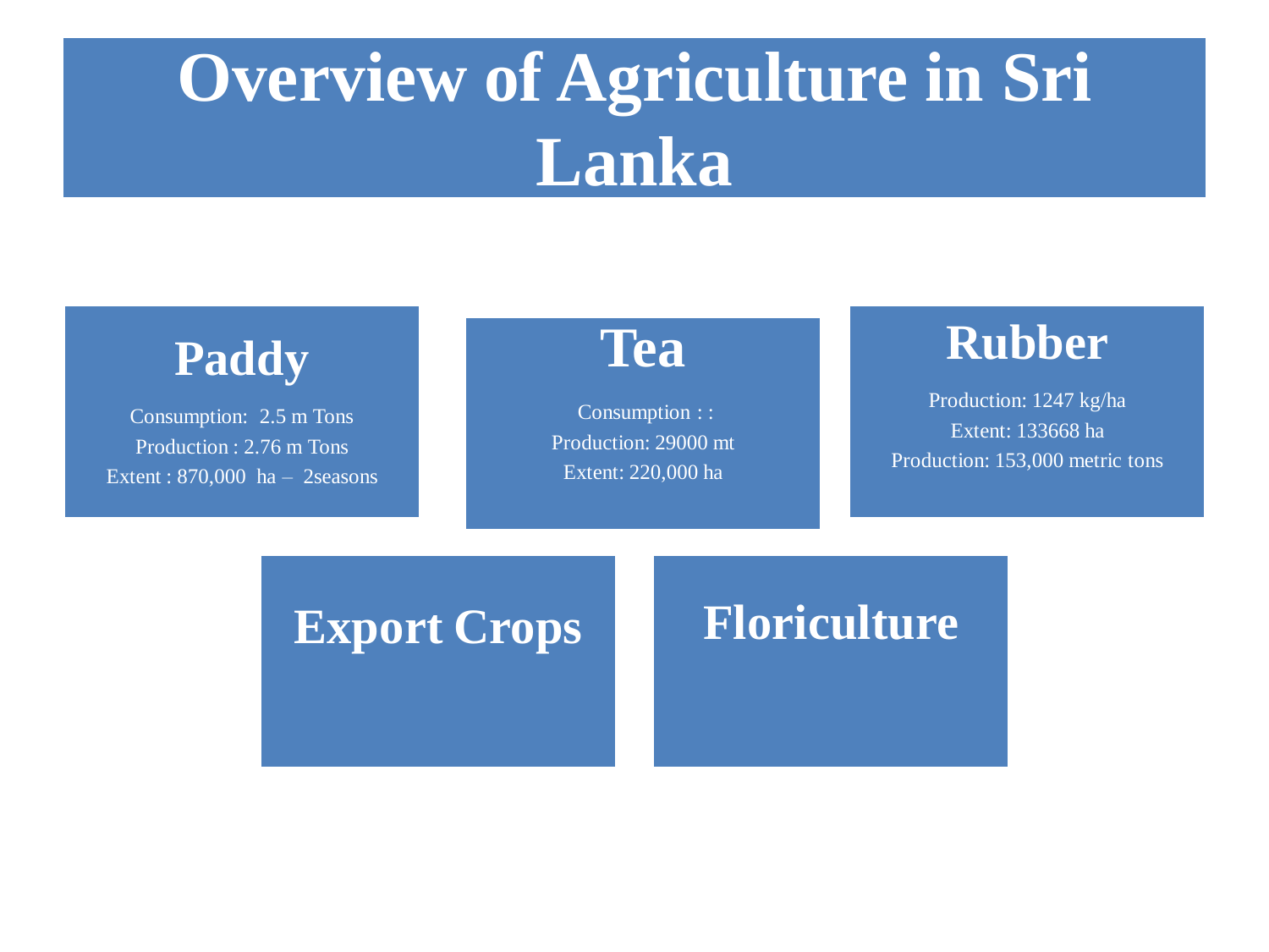# Overview of Agriculture in Sri Lanka

## Paddy

Consumption: 2.5 m Tons

Production : 2.76 m Tons

Extent : 870,000 ha – 2seasons

## Tea

Consumption : :

Production: 29000 mt

Extent: 220,000 ha

## Rubber

Production: 1247 kg/ha

Extent: 133668 ha

Production: 153,000 metric tons

## Export Crops

## Floriculture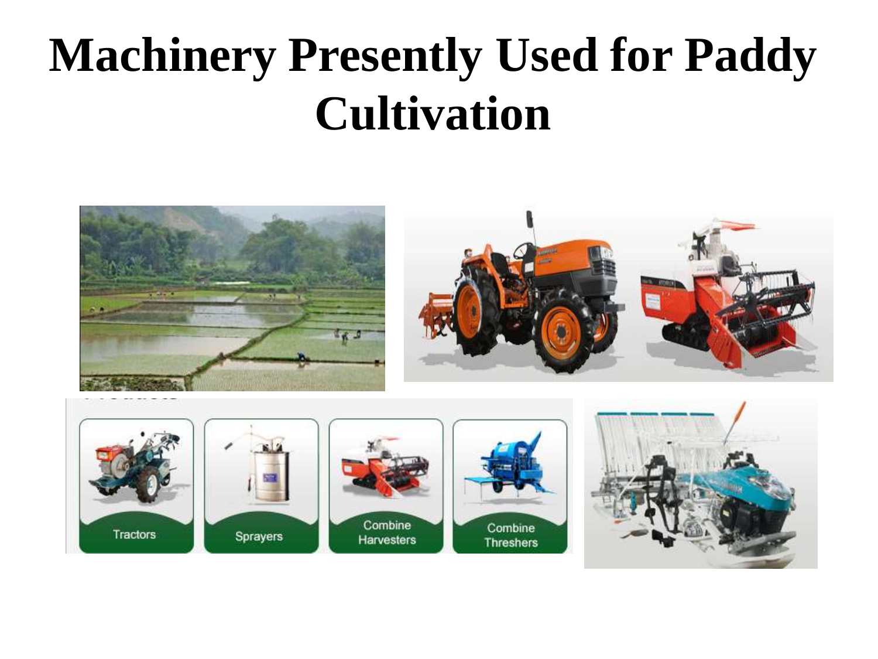# Machinery Presently Used for Paddy Cultivation

Tractors

Sprayers

Combine Harvesters

Combine Threshers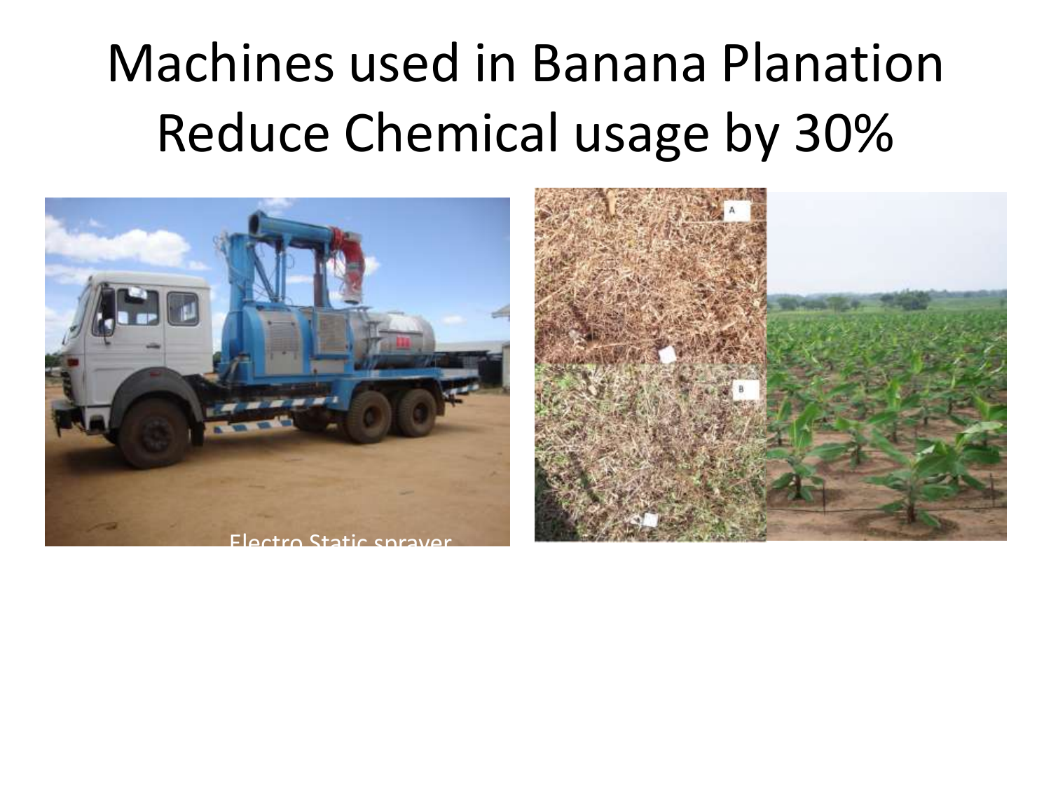# Machines used in Banana Planation Reduce Chemical usage by 30%

Electro Static sprayer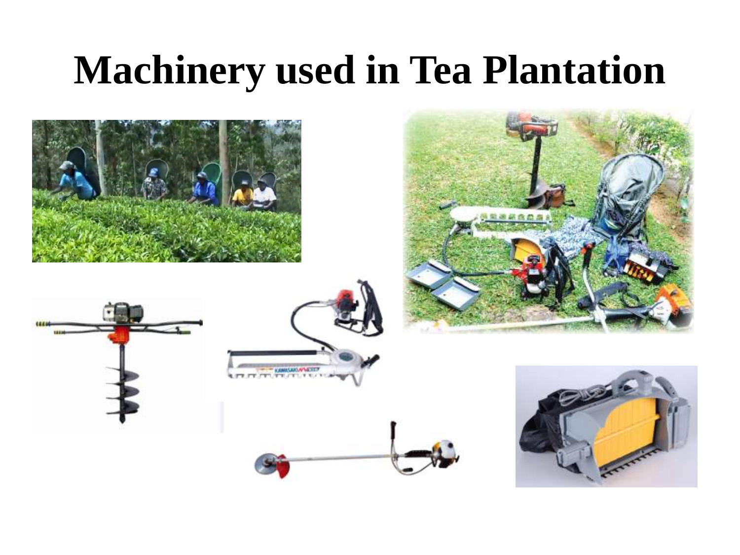# Machinery used in Tea Plantation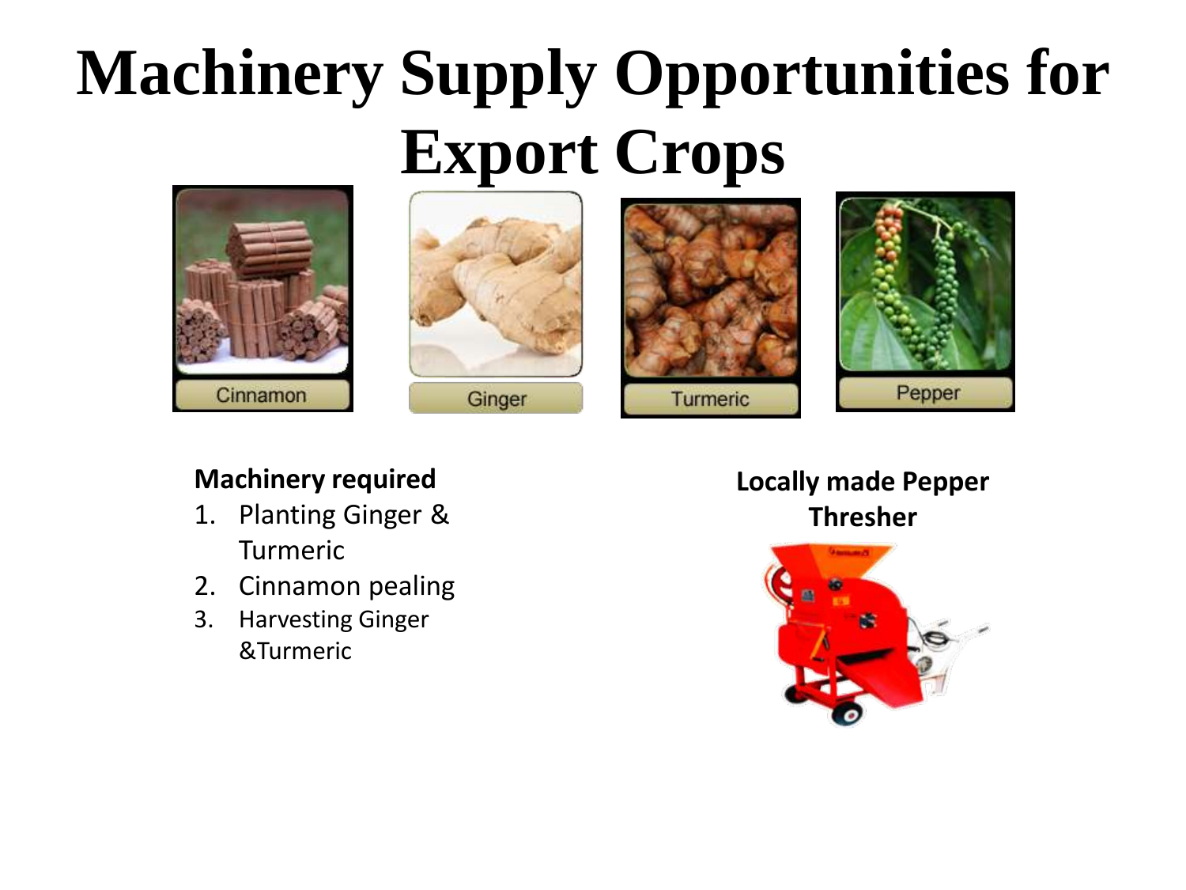# Machinery Supply Opportunities for Export Crops

Cinnamon

Ginger

Turmeric

Pepper

**Machinery required**

1. Planting Ginger & Turmeric
2. Cinnamon pealing
3. Harvesting Ginger &Turmeric

**Locally made Pepper Thresher**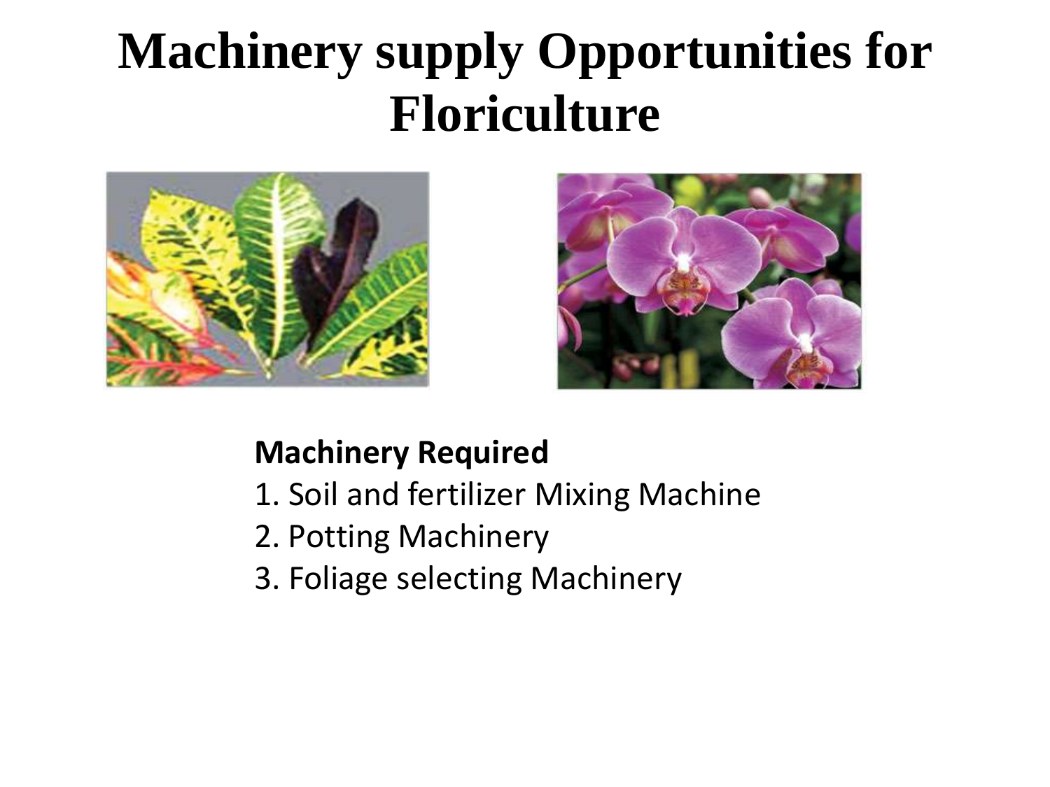# Machinery supply Opportunities for Floriculture

**Machinery Required**

1. Soil and fertilizer Mixing Machine
2. Potting Machinery
3. Foliage selecting Machinery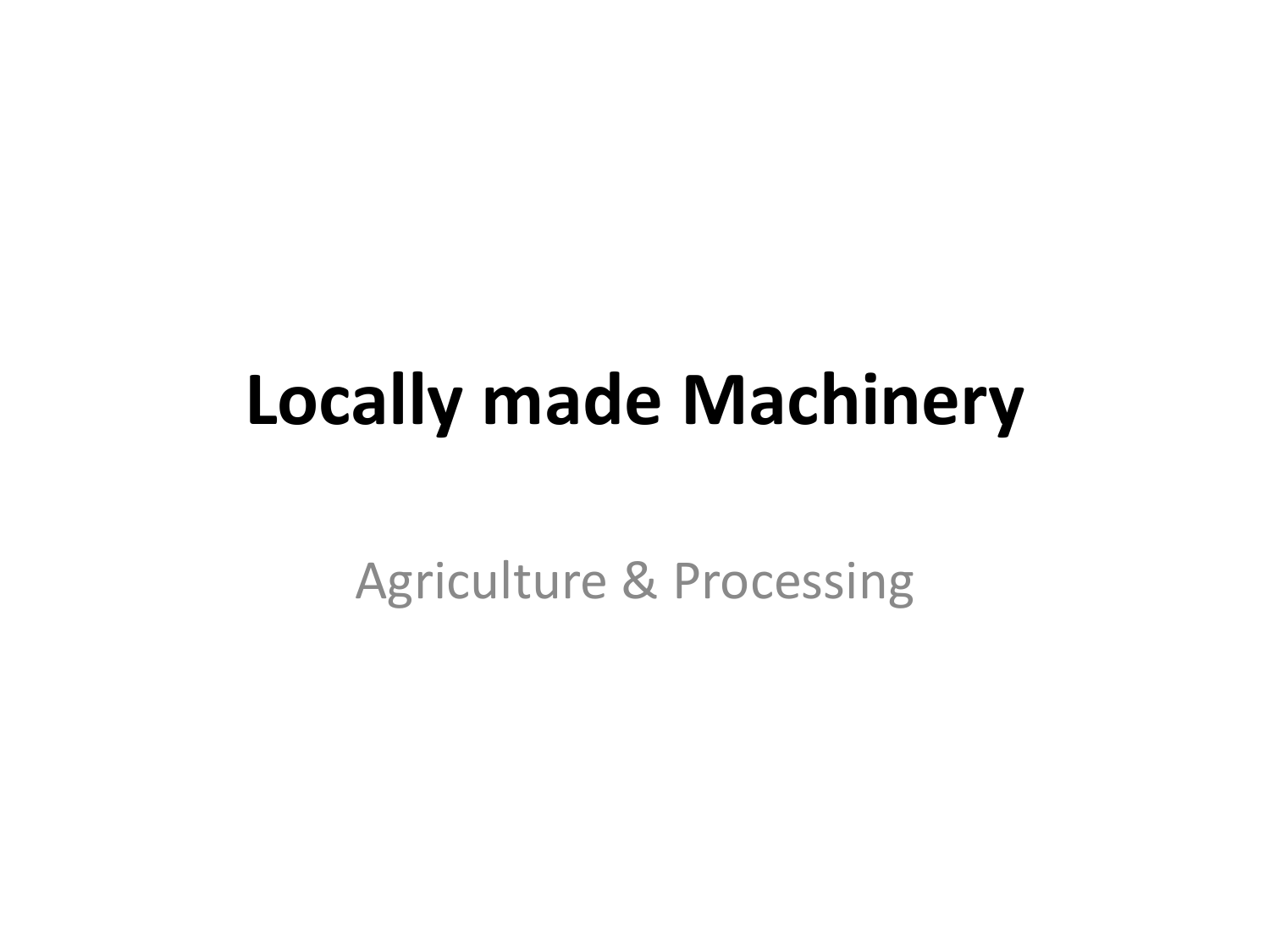# Locally made Machinery

Agriculture & Processing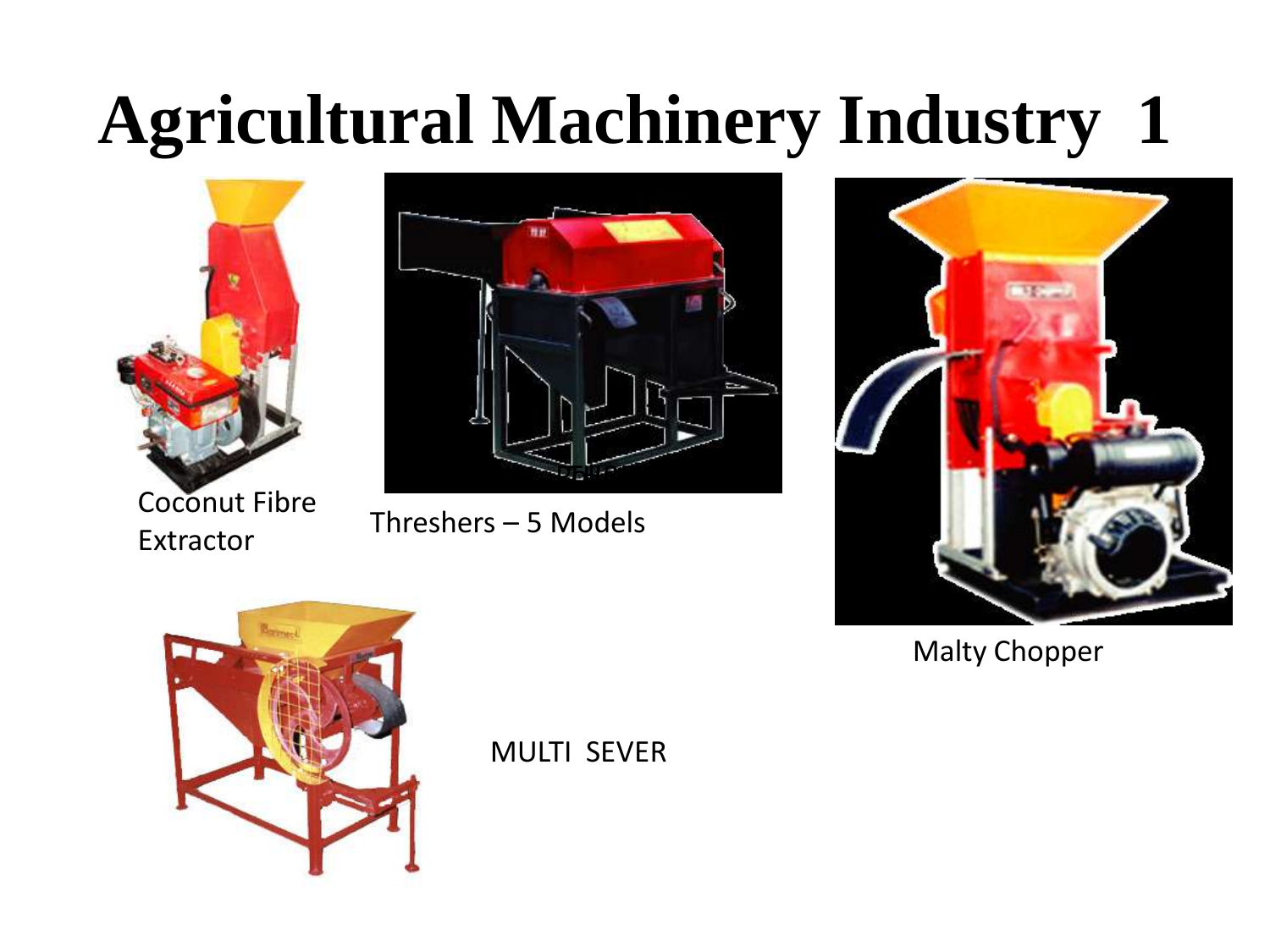# Agricultural Machinery Industry 1

Coconut Fibre Extractor

Threshers – 5 Models

Malty Chopper

MULTI SEVER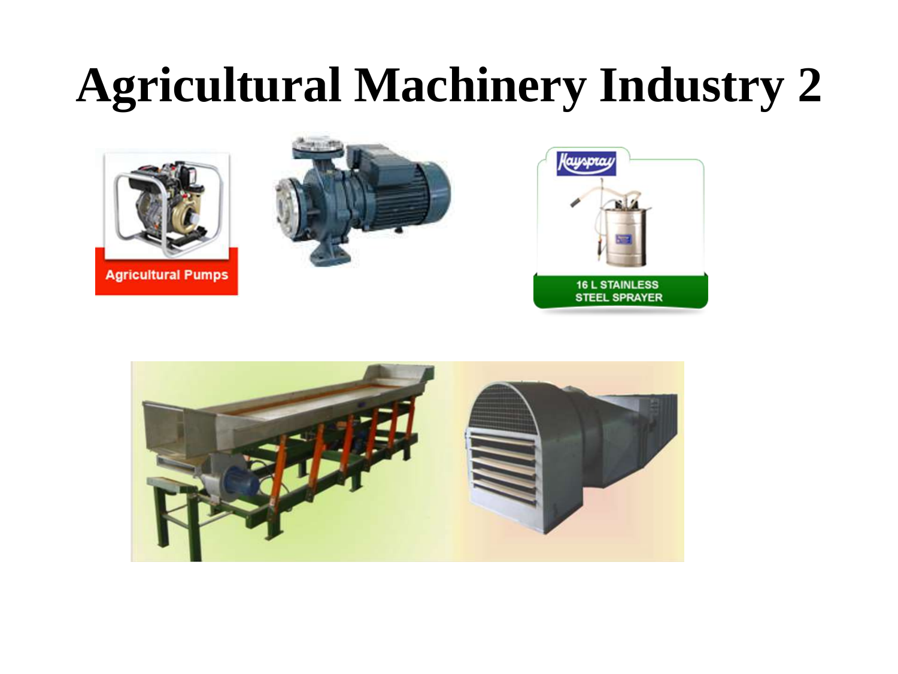# Agricultural Machinery Industry 2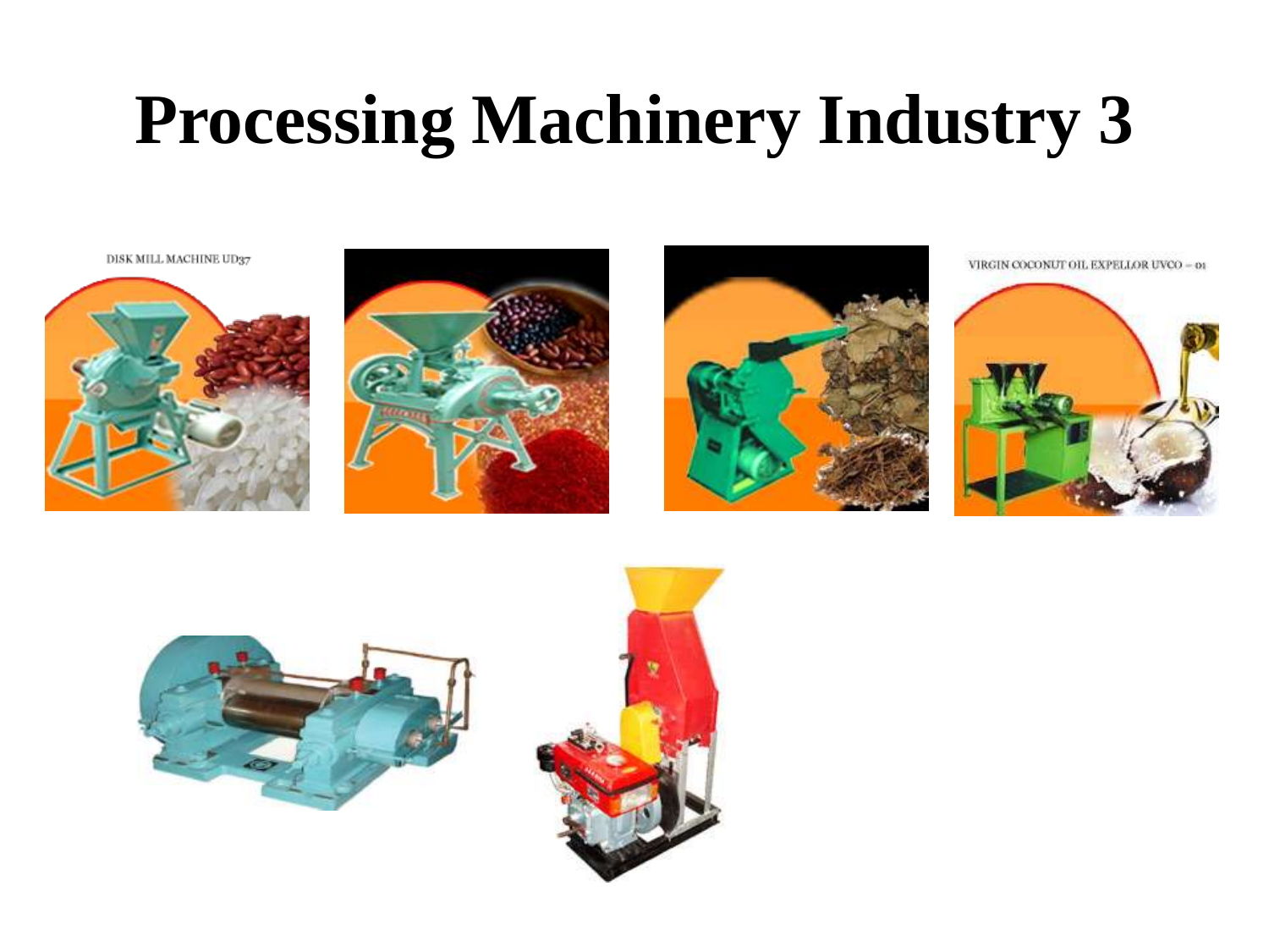# Processing Machinery Industry 3

DISK MILL MACHINE UD37

VIRGIN COCONUT OIL EXPELLOR UVCO – 01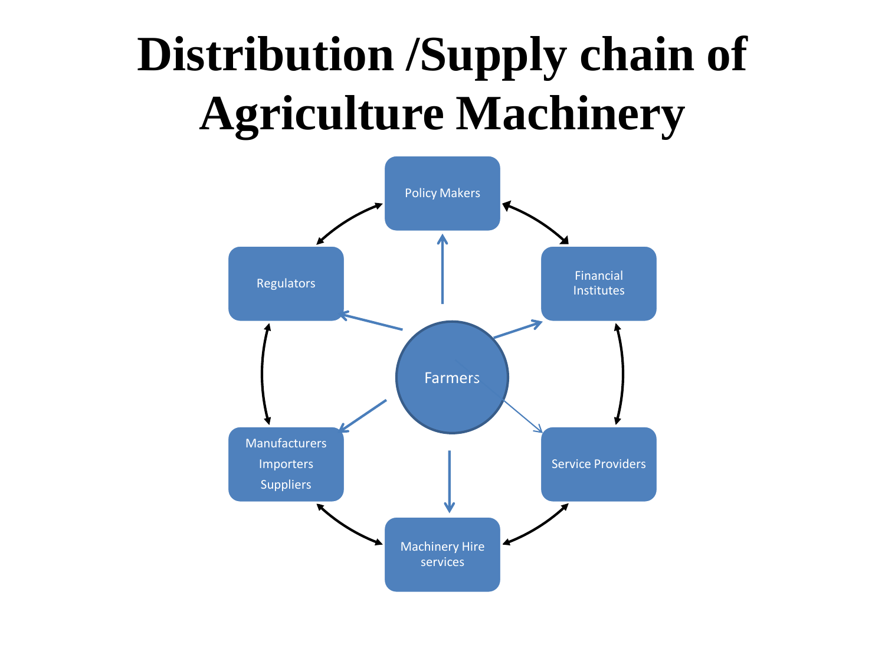# Distribution /Supply chain of Agriculture Machinery

Policy Makers

Regulators

Financial Institutes

Farmers

Manufacturers
Importers
Suppliers

Service Providers

Machinery Hire services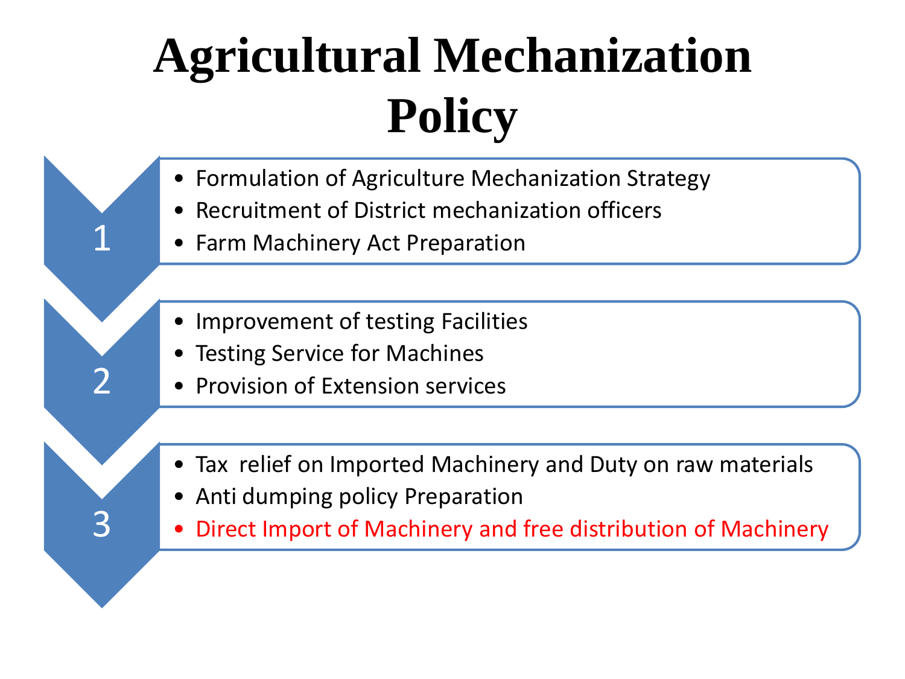# Agricultural Mechanization Policy

**1**

- Formulation of Agriculture Mechanization Strategy
- Recruitment of District mechanization officers
- Farm Machinery Act Preparation

**2**

- Improvement of testing Facilities
- Testing Service for Machines
- Provision of Extension services

**3**

- Tax relief on Imported Machinery and Duty on raw materials
- Anti dumping policy Preparation
- Direct Import of Machinery and free distribution of Machinery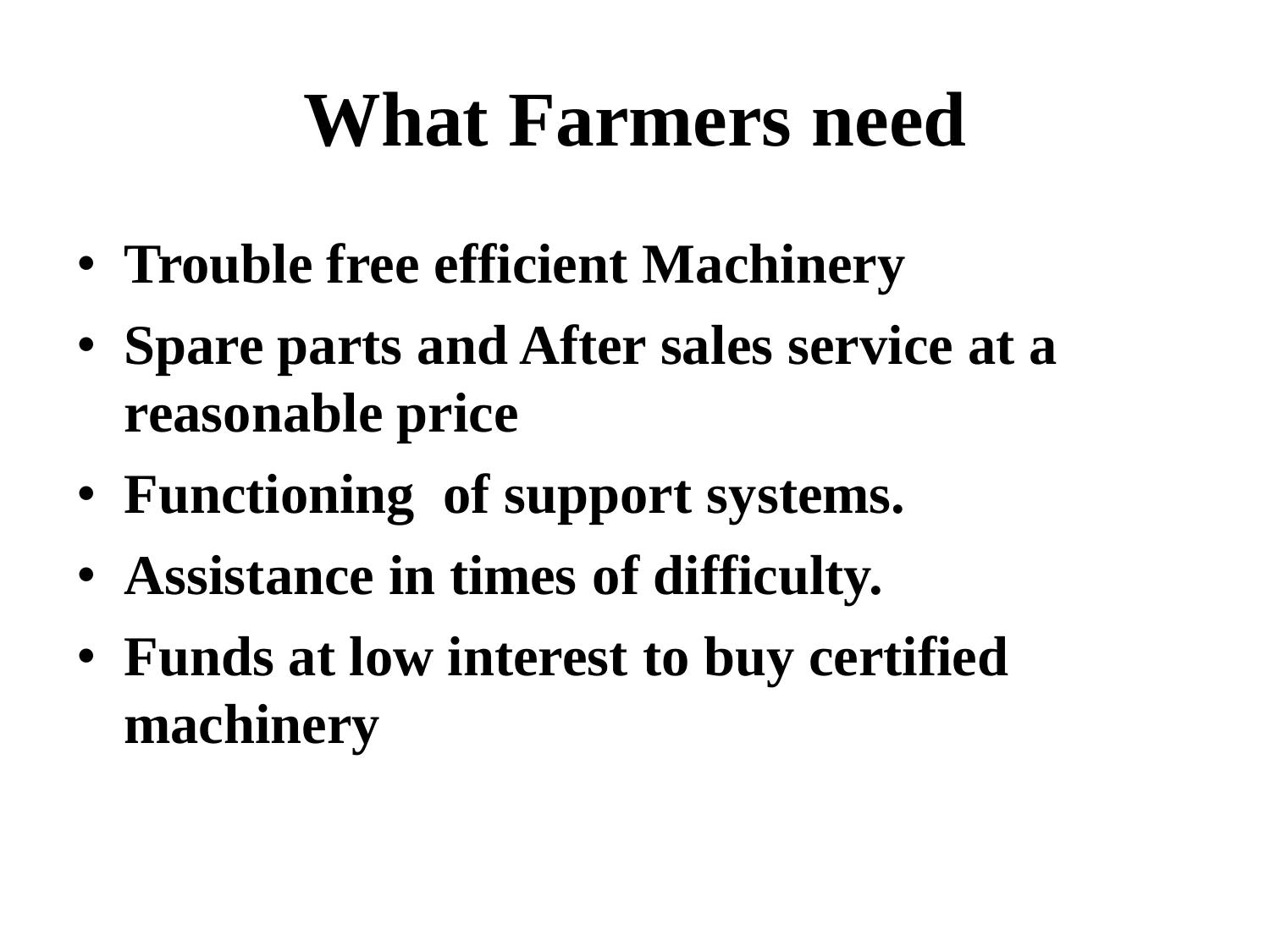# What Farmers need

- **Trouble free efficient Machinery**
- **Spare parts and After sales service at a reasonable price**
- **Functioning of support systems.**
- **Assistance in times of difficulty.**
- **Funds at low interest to buy certified machinery**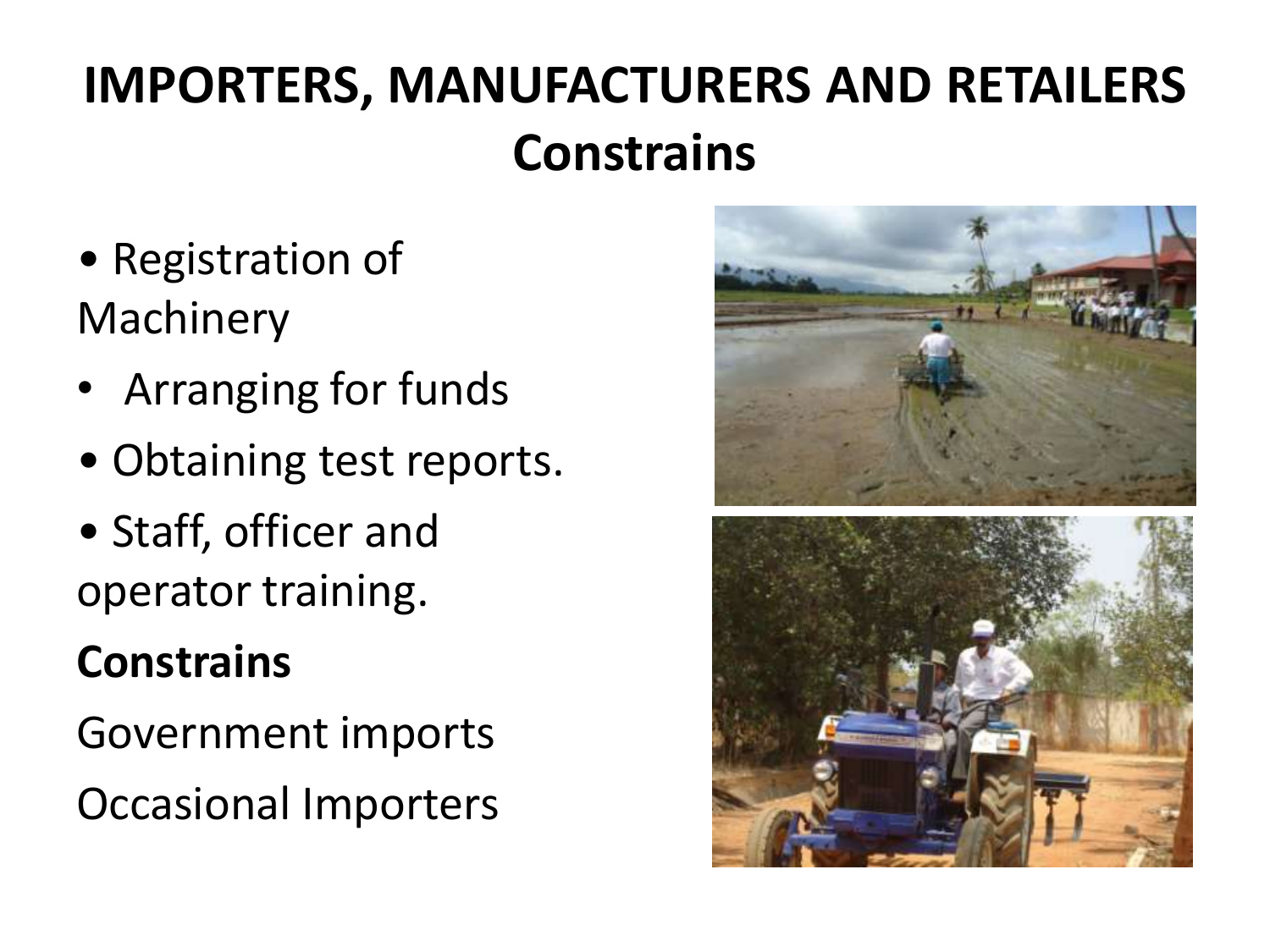# IMPORTERS, MANUFACTURERS AND RETAILERS
## Constrains

- Registration of Machinery
- Arranging for funds
- Obtaining test reports.
- Staff, officer and operator training.

**Constrains**

Government imports

Occasional Importers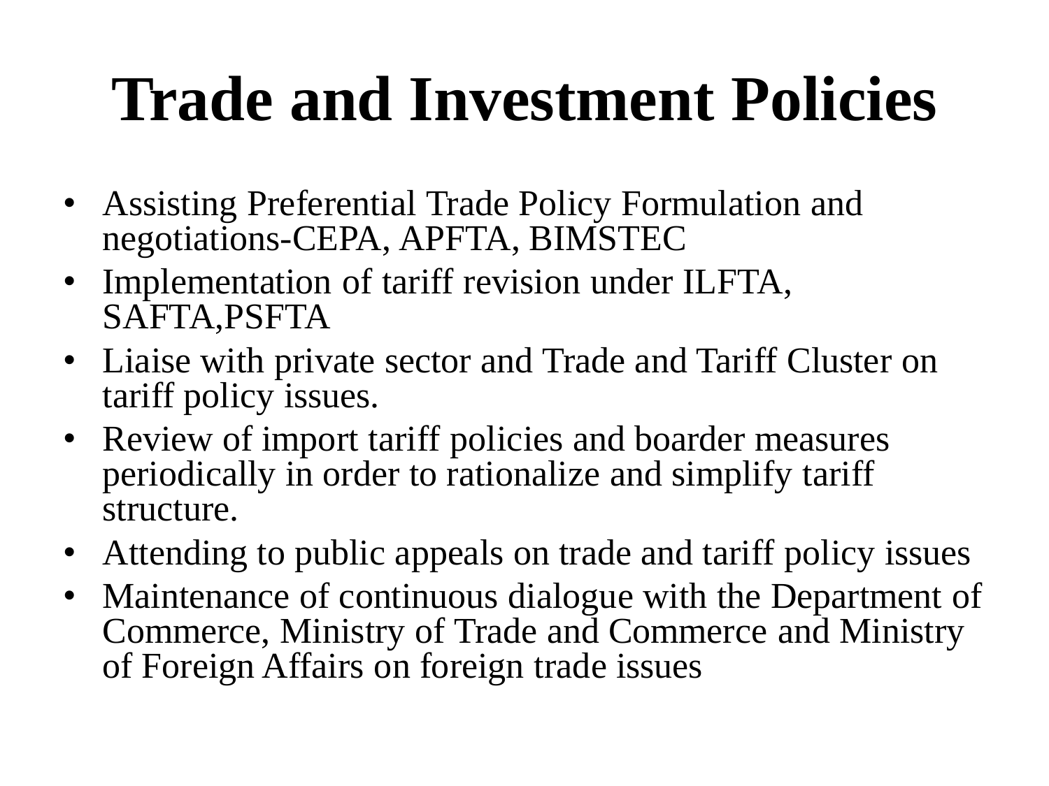# Trade and Investment Policies

- Assisting Preferential Trade Policy Formulation and negotiations-CEPA, APFTA, BIMSTEC
- Implementation of tariff revision under ILFTA, SAFTA,PSFTA
- Liaise with private sector and Trade and Tariff Cluster on tariff policy issues.
- Review of import tariff policies and boarder measures periodically in order to rationalize and simplify tariff structure.
- Attending to public appeals on trade and tariff policy issues
- Maintenance of continuous dialogue with the Department of Commerce, Ministry of Trade and Commerce and Ministry of Foreign Affairs on foreign trade issues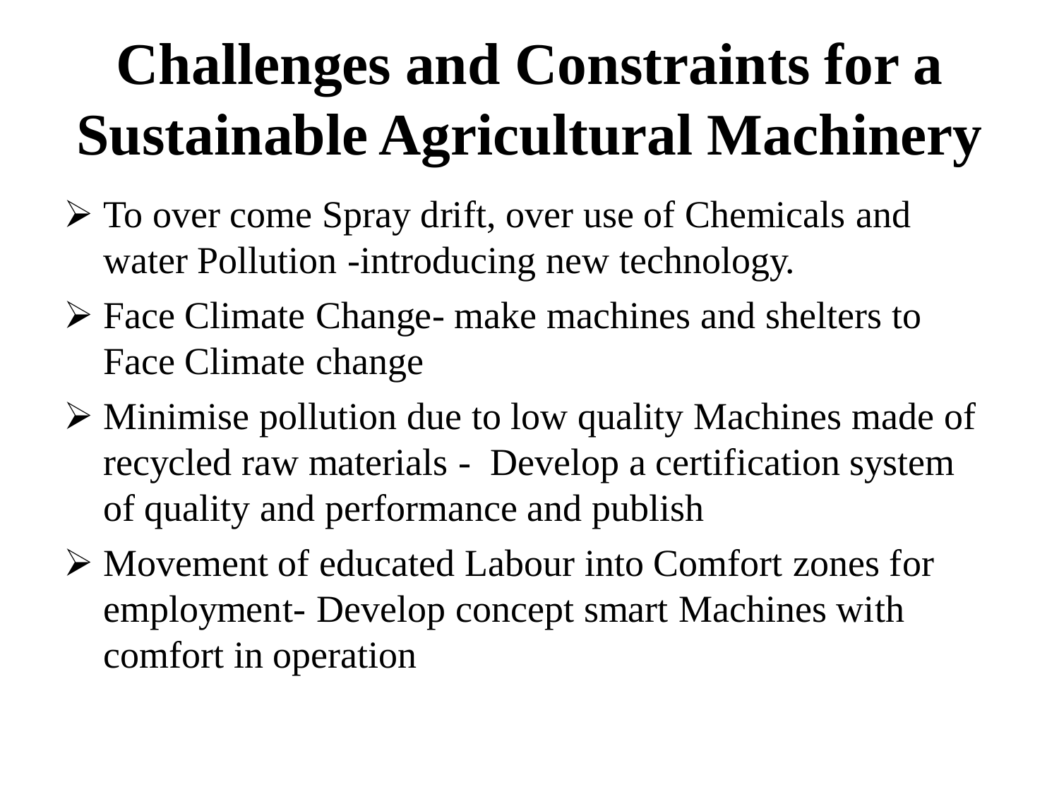# Challenges and Constraints for a Sustainable Agricultural Machinery

- To over come Spray drift, over use of Chemicals and water Pollution -introducing new technology.
- Face Climate Change- make machines and shelters to Face Climate change
- Minimise pollution due to low quality Machines made of recycled raw materials - Develop a certification system of quality and performance and publish
- Movement of educated Labour into Comfort zones for employment- Develop concept smart Machines with comfort in operation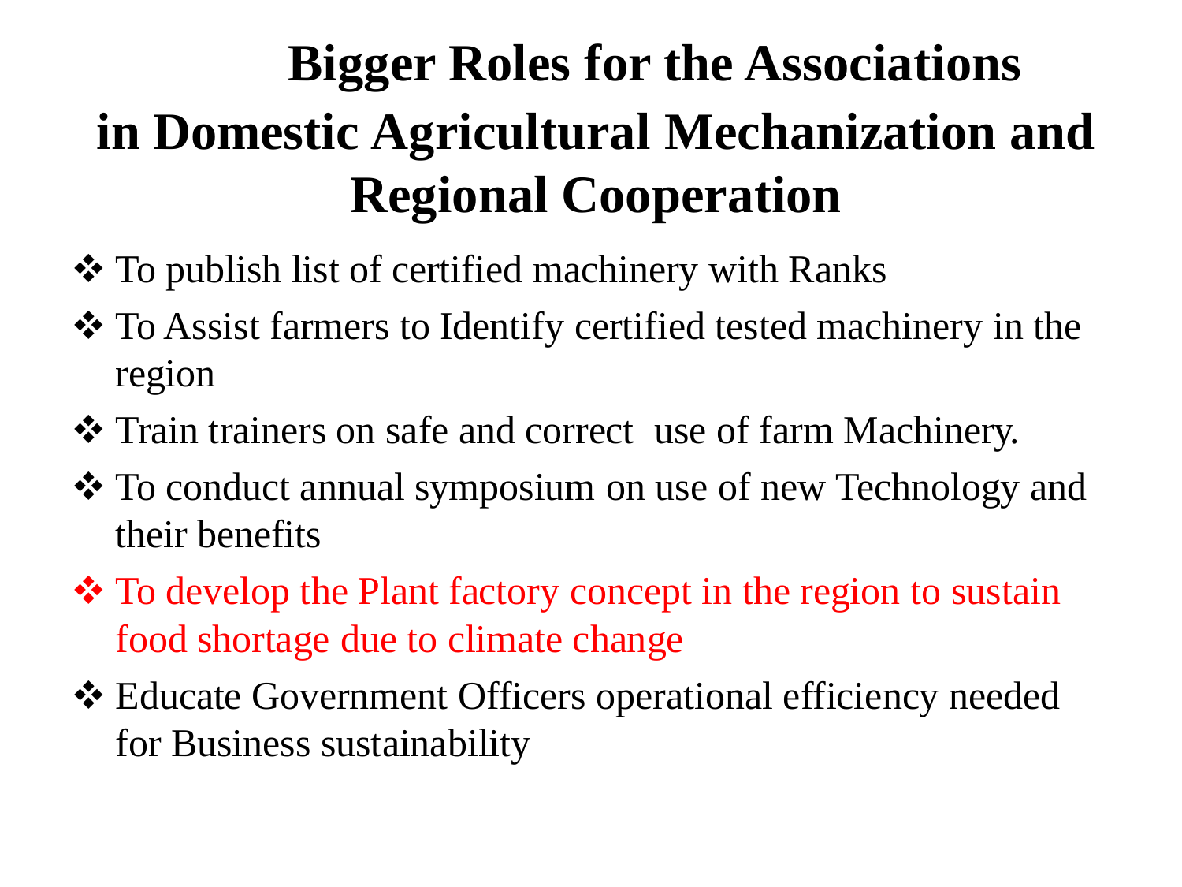# Bigger Roles for the Associations in Domestic Agricultural Mechanization and Regional Cooperation

- To publish list of certified machinery with Ranks
- To Assist farmers to Identify certified tested machinery in the region
- Train trainers on safe and correct use of farm Machinery.
- To conduct annual symposium on use of new Technology and their benefits
- To develop the Plant factory concept in the region to sustain food shortage due to climate change
- Educate Government Officers operational efficiency needed for Business sustainability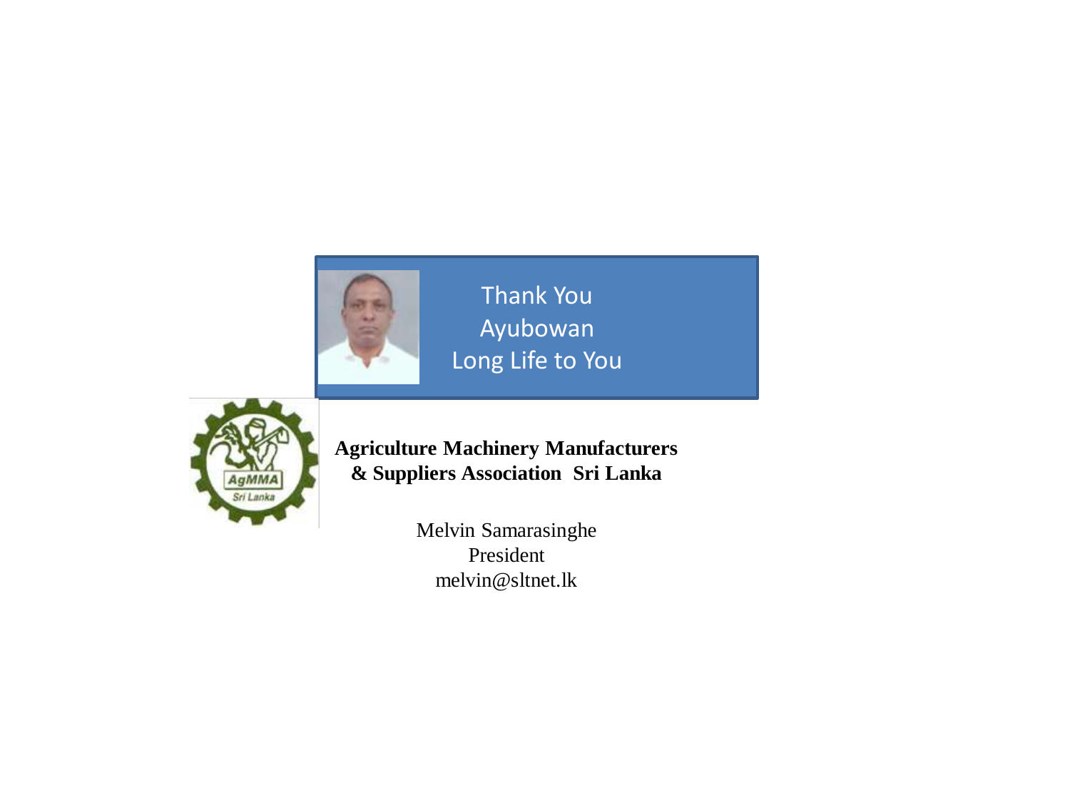Thank You
Ayubowan
Long Life to You

**Agriculture Machinery Manufacturers & Suppliers Association Sri Lanka**

Melvin Samarasinghe
President
melvin@sltnet.lk